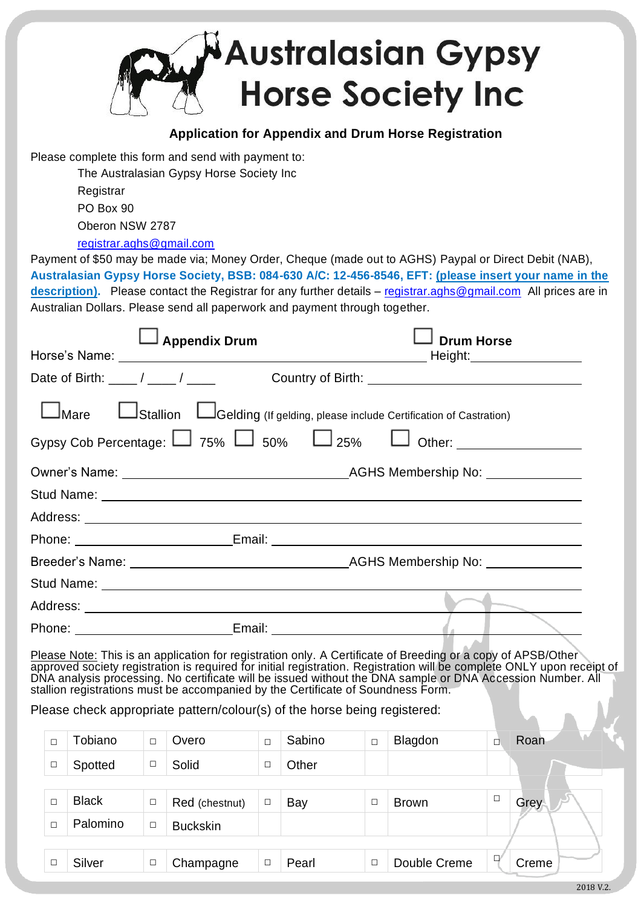# Australasian Gypsy Horse Society Inc

## Application for Appendix and Drum Horse Registration

Please complete this form and send with payment to:

The Australasian Gypsy Horse Society Inc
Registrar
PO Box 90
Oberon NSW 2787
registrar.aghs@gmail.com

Payment of $50 may be made via; Money Order, Cheque (made out to AGHS) Paypal or Direct Debit (NAB), **Australasian Gypsy Horse Society, BSB: 084-630 A/C: 12-456-8546, EFT: (please insert your name in the description).** Please contact the Registrar for any further details – registrar.aghs@gmail.com All prices are in Australian Dollars. Please send all paperwork and payment through together.

☐ **Appendix Drum** ☐ **Drum Horse**

Horse's Name: ______________________________ Height: ____________

Date of Birth: ____ / ____ / ____ Country of Birth: ______________________

☐ Mare ☐ Stallion ☐ Gelding (If gelding, please include Certification of Castration)

Gypsy Cob Percentage: ☐ 75% ☐ 50% ☐ 25% ☐ Other: ____________

Owner's Name: ______________________ AGHS Membership No: __________

Stud Name: ______________________________________________

Address: ______________________________________________

Phone: ______________ Email: ______________________________

Breeder's Name: ______________________ AGHS Membership No: __________

Stud Name: ______________________________________________

Address: ______________________________________________

Phone: ______________ Email: ______________________________

Please Note: This is an application for registration only. A Certificate of Breeding or a copy of APSB/Other approved society registration is required for initial registration. Registration will be complete ONLY upon receipt of DNA analysis processing. No certificate will be issued without the DNA sample or DNA Accession Number. All stallion registrations must be accompanied by the Certificate of Soundness Form.

Please check appropriate pattern/colour(s) of the horse being registered:

| | | | | | | | | | |
|---|---|---|---|---|---|---|---|---|---|
| ☐ | Tobiano | ☐ | Overo | ☐ | Sabino | ☐ | Blagdon | ☐ | Roan |
| ☐ | Spotted | ☐ | Solid | ☐ | Other | | | | |

| | | | | | | | | | |
|---|---|---|---|---|---|---|---|---|---|
| ☐ | Black | ☐ | Red (chestnut) | ☐ | Bay | ☐ | Brown | ☐ | Grey |
| ☐ | Palomino | ☐ | Buckskin | | | | | | |

| | | | | | | | | | |
|---|---|---|---|---|---|---|---|---|---|
| ☐ | Silver | ☐ | Champagne | ☐ | Pearl | ☐ | Double Creme | ☐ | Creme |

2018 V.2.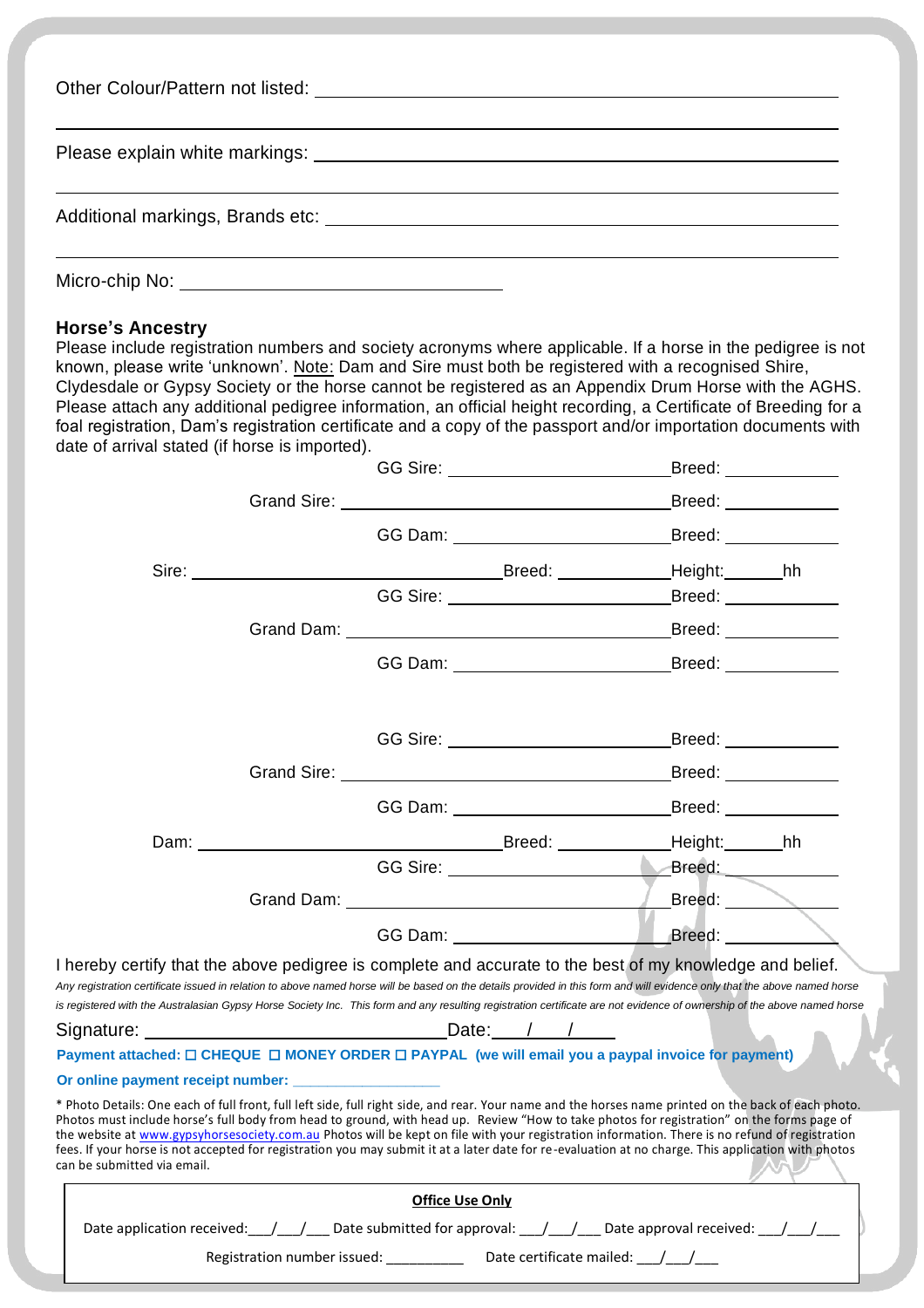Other Colour/Pattern not listed: ______________________________________________

______________________________________________________________________

Please explain white markings: ________________________________________________

______________________________________________________________________

Additional markings, Brands etc: ______________________________________________

______________________________________________________________________

Micro-chip No: ______________________________

### Horse's Ancestry

Please include registration numbers and society acronyms where applicable. If a horse in the pedigree is not known, please write 'unknown'. Note: Dam and Sire must both be registered with a recognised Shire, Clydesdale or Gypsy Society or the horse cannot be registered as an Appendix Drum Horse with the AGHS. Please attach any additional pedigree information, an official height recording, a Certificate of Breeding for a foal registration, Dam's registration certificate and a copy of the passport and/or importation documents with date of arrival stated (if horse is imported).

GG Sire: ______________________ Breed: ____________

Grand Sire: ______________________ Breed: ____________

GG Dam: ______________________ Breed: ____________

Sire: ______________________ Breed: ____________ Height: ______ hh

GG Sire: ______________________ Breed: ____________

Grand Dam: ______________________ Breed: ____________

GG Dam: ______________________ Breed: ____________

GG Sire: ______________________ Breed: ____________

Grand Sire: ______________________ Breed: ____________

GG Dam: ______________________ Breed: ____________

Dam: ______________________ Breed: ____________ Height: ______ hh

GG Sire: ______________________ Breed: ____________

Grand Dam: ______________________ Breed: ____________

GG Dam: ______________________ Breed: ____________

I hereby certify that the above pedigree is complete and accurate to the best of my knowledge and belief.

*Any registration certificate issued in relation to above named horse will be based on the details provided in this form and will evidence only that the above named horse is registered with the Australasian Gypsy Horse Society Inc. This form and any resulting registration certificate are not evidence of ownership of the above named horse*

Signature: ______________________________ Date: ___/___/____

**Payment attached: ☐ CHEQUE ☐ MONEY ORDER ☐ PAYPAL (we will email you a paypal invoice for payment)**

**Or online payment receipt number:** __________________

* Photo Details: One each of full front, full left side, full right side, and rear. Your name and the horses name printed on the back of each photo. Photos must include horse's full body from head to ground, with head up. Review "How to take photos for registration" on the forms page of the website at www.gypsyhorsesociety.com.au Photos will be kept on file with your registration information. There is no refund of registration fees. If your horse is not accepted for registration you may submit it at a later date for re-evaluation at no charge. This application with photos can be submitted via email.

**Office Use Only**

Date application received: ___/___/___ Date submitted for approval: ___/___/___ Date approval received: ___/___/___

Registration number issued: __________ Date certificate mailed: ___/___/___